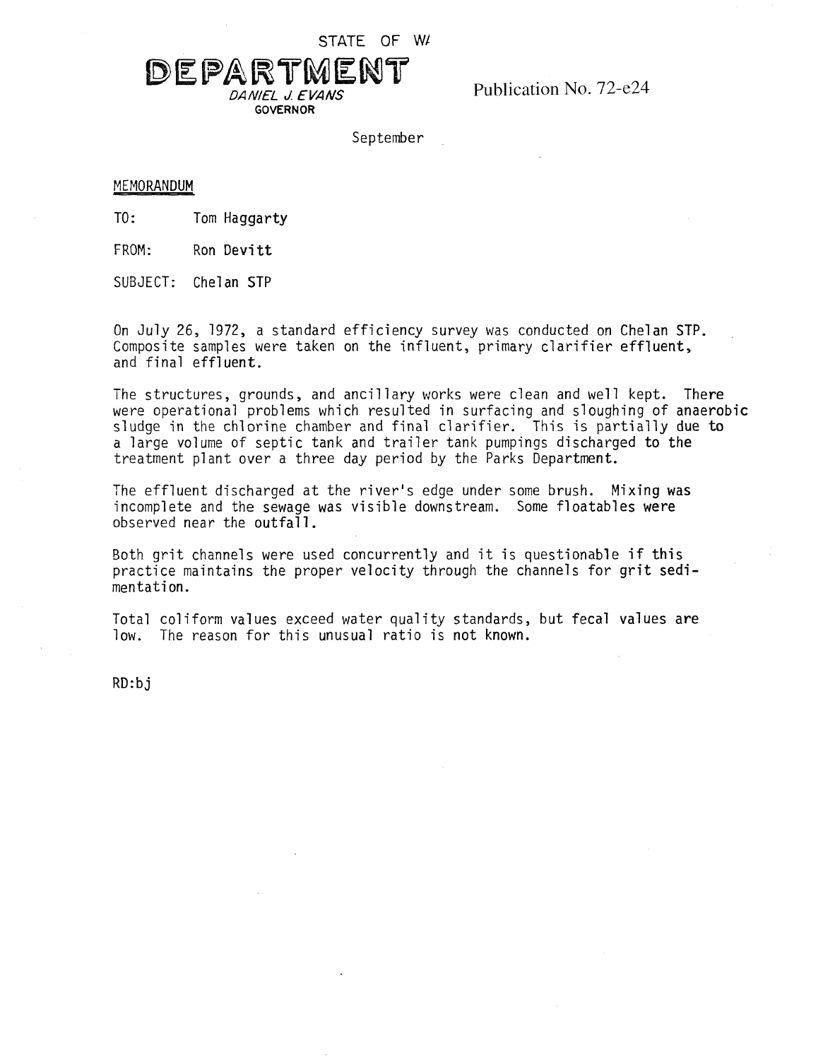STATE OF W/

# DEPARTMENT

*DANIEL J. EVANS*
**GOVERNOR**

Publication No. 72-e24

September

MEMORANDUM

TO: Tom Haggarty

FROM: Ron Devitt

SUBJECT: Chelan STP

On July 26, 1972, a standard efficiency survey was conducted on Chelan STP. Composite samples were taken on the influent, primary clarifier effluent, and final effluent.

The structures, grounds, and ancillary works were clean and well kept. There were operational problems which resulted in surfacing and sloughing of anaerobic sludge in the chlorine chamber and final clarifier. This is partially due to a large volume of septic tank and trailer tank pumpings discharged to the treatment plant over a three day period by the Parks Department.

The effluent discharged at the river's edge under some brush. Mixing was incomplete and the sewage was visible downstream. Some floatables were observed near the outfall.

Both grit channels were used concurrently and it is questionable if this practice maintains the proper velocity through the channels for grit sedimentation.

Total coliform values exceed water quality standards, but fecal values are low. The reason for this unusual ratio is not known.

RD:bj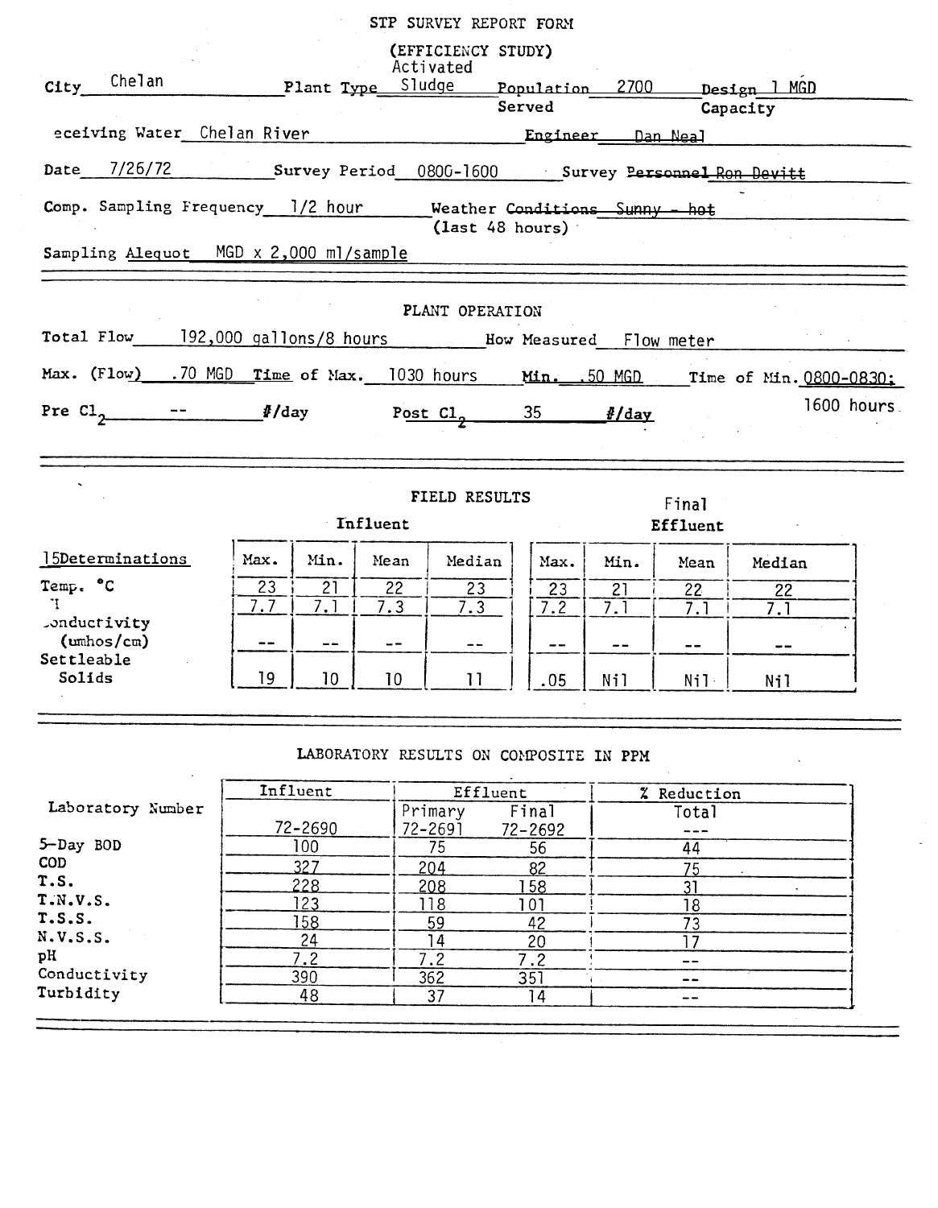# STP SURVEY REPORT FORM

## (EFFICIENCY STUDY)

City Chelan Plant Type Activated Sludge Population Served 2700 Design Capacity 1 MGD

Receiving Water Chelan River Engineer Dan Neal

Date 7/26/72 Survey Period 0800-1600 Survey Personnel Ron Devitt

Comp. Sampling Frequency 1/2 hour Weather Conditions (last 48 hours) Sunny - hot

Sampling Alequot MGD x 2,000 ml/sample

## PLANT OPERATION

Total Flow 192,000 gallons/8 hours How Measured Flow meter

Max. (Flow) .70 MGD Time of Max. 1030 hours Min. .50 MGD Time of Min. 0800-0830; 1600 hours

Pre $Cl_2$ -- #/day Post $Cl_2$ 35 #/day

## FIELD RESULTS

| 15 Determinations | Influent | | | | Final Effluent | | | |
|---|---|---|---|---|---|---|---|---|
| | Max. | Min. | Mean | Median | Max. | Min. | Mean | Median |
| Temp. °C | 23 | 21 | 22 | 23 | 23 | 21 | 22 | 22 |
| pH | 7.7 | 7.1 | 7.3 | 7.3 | 7.2 | 7.1 | 7.1 | 7.1 |
| Conductivity (umhos/cm) | -- | -- | -- | -- | -- | -- | -- | -- |
| Settleable Solids | 19 | 10 | 10 | 11 | .05 | Nil | Nil | Nil |

## LABORATORY RESULTS ON COMPOSITE IN PPM

| Laboratory Number | Influent | Effluent | | % Reduction |
|---|---|---|---|---|
| | | Primary | Final | Total |
| | 72-2690 | 72-2691 | 72-2692 | --- |
| 5-Day BOD | 100 | 75 | 56 | 44 |
| COD | 327 | 204 | 82 | 75 |
| T.S. | 228 | 208 | 158 | 31 |
| T.N.V.S. | 123 | 118 | 101 | 18 |
| T.S.S. | 158 | 59 | 42 | 73 |
| N.V.S.S. | 24 | 14 | 20 | 17 |
| pH | 7.2 | 7.2 | 7.2 | -- |
| Conductivity | 390 | 362 | 351 | -- |
| Turbidity | 48 | 37 | 14 | -- |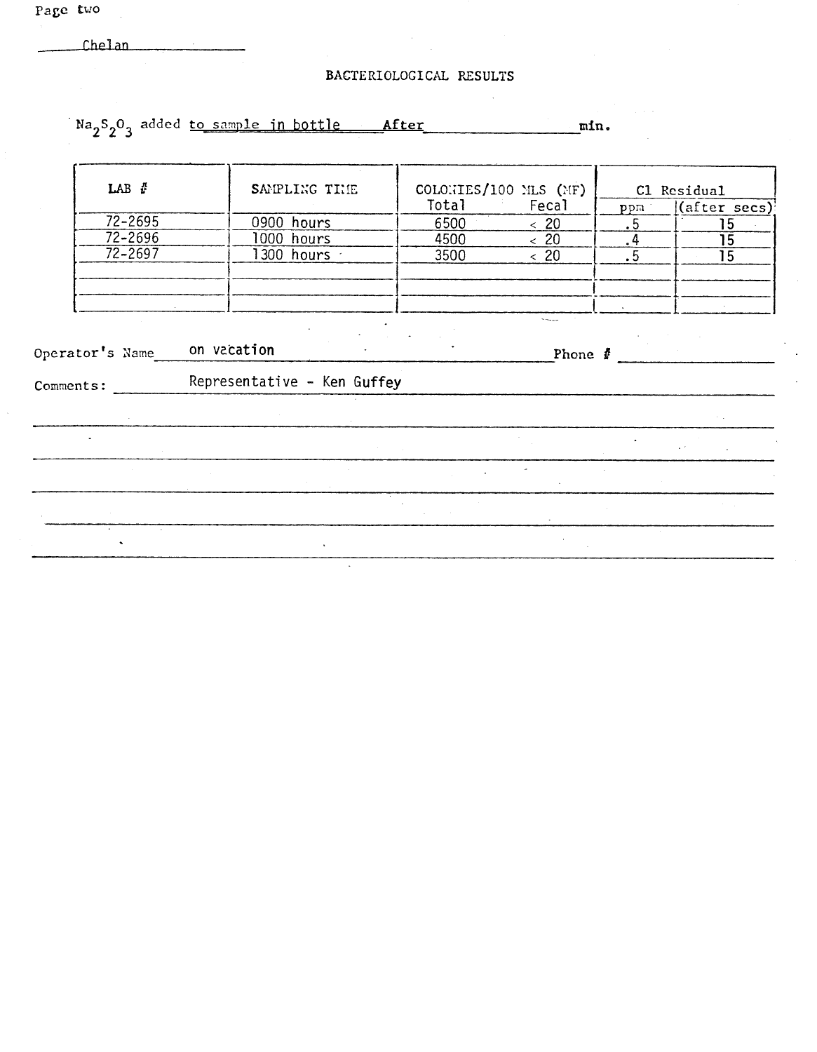Page two

Chelan

## BACTERIOLOGICAL RESULTS

$Na_2S_2O_3$ added to sample in bottle After ________ min.

| LAB # | SAMPLING TIME | COLONIES/100 MLS (MF) | | Cl Residual | |
|---|---|---|---|---|---|
| | | Total | Fecal | ppm | (after secs) |
| 72-2695 | 0900 hours | 6500 | < 20 | .5 | 15 |
| 72-2696 | 1000 hours | 4500 | < 20 | .4 | 15 |
| 72-2697 | 1300 hours | 3500 | < 20 | .5 | 15 |
| | | | | | |
| | | | | | |
| | | | | | |

Operator's Name on vacation Phone #

Comments: Representative - Ken Guffey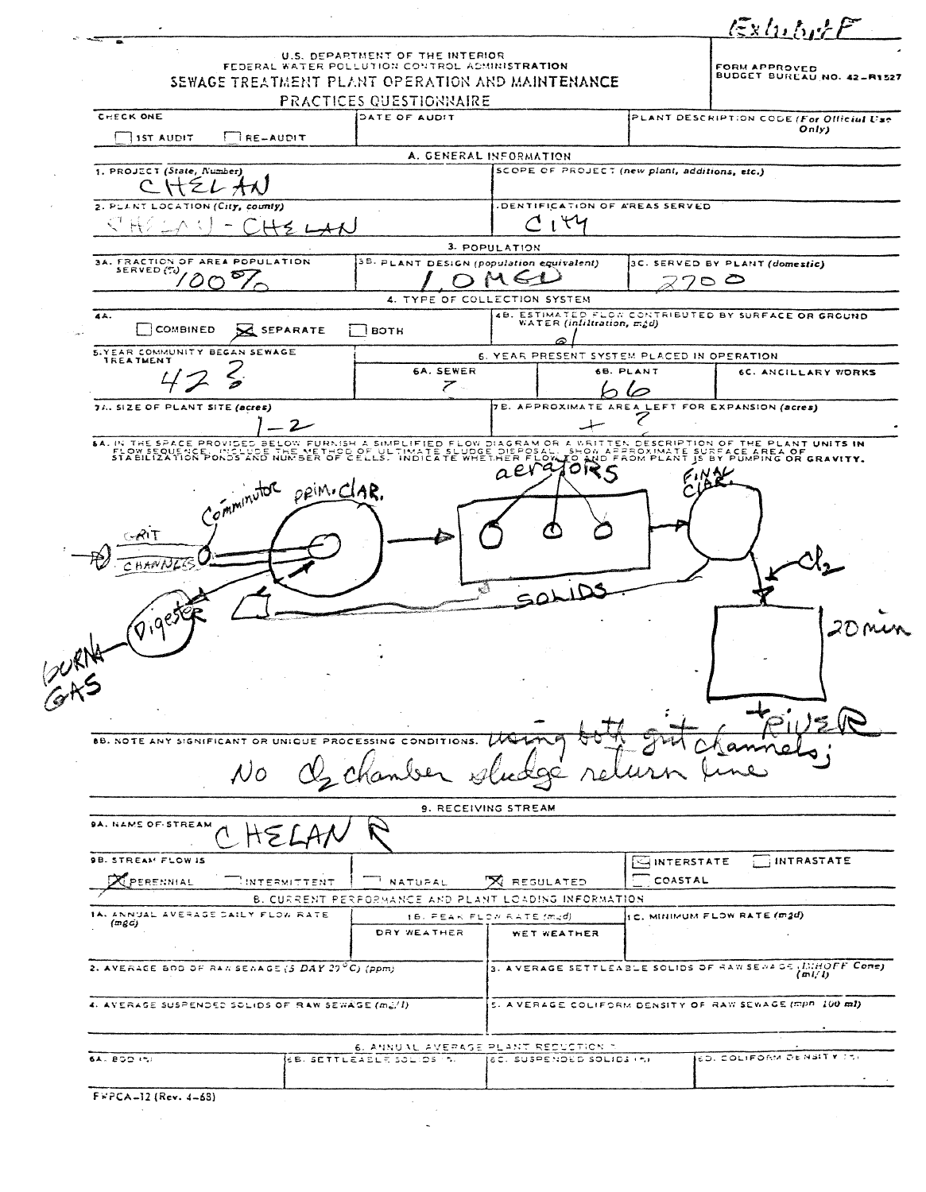Exhibit F

U.S. DEPARTMENT OF THE INTERIOR
FEDERAL WATER POLLUTION CONTROL ADMINISTRATION

# SEWAGE TREATMENT PLANT OPERATION AND MAINTENANCE PRACTICES QUESTIONNAIRE

FORM APPROVED
BUDGET BUREAU NO. 42-R1527

| CHECK ONE | DATE OF AUDIT | PLANT DESCRIPTION CODE *(For Official Use Only)* |
|---|---|---|
| ☐ 1ST AUDIT ☐ RE-AUDIT | | |

## A. GENERAL INFORMATION

| 1. PROJECT *(State, Number)* | SCOPE OF PROJECT *(new plant, additions, etc.)* |
|---|---|
| CHELAN | |
| 2. PLANT LOCATION *(City, county)* | IDENTIFICATION OF AREAS SERVED |
| CHELAN - CHELAN | City |

### 3. POPULATION

| 3A. FRACTION OF AREA POPULATION SERVED (%) | 3B. PLANT DESIGN *(population equivalent)* | 3C. SERVED BY PLANT *(domestic)* |
|---|---|---|
| 100% | 1.0 MGD | 2700 |

### 4. TYPE OF COLLECTION SYSTEM

| 4A. | 4B. ESTIMATED FLOW CONTRIBUTED BY SURFACE OR GROUND WATER *(infiltration, mgd)* |
|---|---|
| ☐ COMBINED ☒ SEPARATE ☐ BOTH | @1 |

| 5. YEAR COMMUNITY BEGAN SEWAGE TREATMENT | 6. YEAR PRESENT SYSTEM PLACED IN OPERATION | | |
|---|---|---|---|
| | 6A. SEWER | 6B. PLANT | 6C. ANCILLARY WORKS |
| 42 ? | ? | 66 | |

| 7A. SIZE OF PLANT SITE *(acres)* | 7B. APPROXIMATE AREA LEFT FOR EXPANSION *(acres)* |
|---|---|
| 1-2 | + ? |

8A. IN THE SPACE PROVIDED BELOW FURNISH A SIMPLIFIED FLOW DIAGRAM OR A WRITTEN DESCRIPTION OF THE PLANT UNITS IN FLOW SEQUENCE. INCLUDE THE METHOD OF ULTIMATE SLUDGE DISPOSAL. SHOW APPROXIMATE SURFACE AREA OF STABILIZATION PONDS AND NUMBER OF CELLS. INDICATE WHETHER FLOW TO AND FROM PLANT IS BY PUMPING OR GRAVITY.

[Hand-drawn flow diagram: GRIT CHANNELS → Comminutor → PRIM. CLAR. → aerators → FINAL CLAR. → $Cl_2$ → chamber (20 min) → RIVER; SOLIDS line returning; Digester → BURN GAS]

8B. NOTE ANY SIGNIFICANT OR UNIQUE PROCESSING CONDITIONS. using both grit channels; No $Cl_2$ chamber sludge return line

### 9. RECEIVING STREAM

9A. NAME OF STREAM: CHELAN R

| 9B. STREAM FLOW IS | | | | | |
|---|---|---|---|---|---|
| ☒ PERENNIAL | ☐ INTERMITTENT | ☐ NATURAL | ☒ REGULATED | ☒ INTERSTATE ☐ COASTAL | ☐ INTRASTATE |

## B. CURRENT PERFORMANCE AND PLANT LOADING INFORMATION

| 1A. ANNUAL AVERAGE DAILY FLOW RATE *(mgd)* | 1B. PEAK FLOW RATE *(mgd)* | | 1C. MINIMUM FLOW RATE *(mgd)* |
|---|---|---|---|
| | DRY WEATHER | WET WEATHER | |
| | | | |

| 2. AVERAGE BOD OF RAW SEWAGE *(5 DAY 20°C) (ppm)* | 3. AVERAGE SETTLEABLE SOLIDS OF RAW SEWAGE *(IMHOFF Cone) (ml/l)* |
|---|---|
| | |
| 4. AVERAGE SUSPENDED SOLIDS OF RAW SEWAGE *(mg/l)* | 5. AVERAGE COLIFORM DENSITY OF RAW SEWAGE *(mpn 100 ml)* |
| | |

### 6. ANNUAL AVERAGE PLANT REDUCTION %

| 6A. BOD (%) | 6B. SETTLEABLE SOLIDS (%) | 6C. SUSPENDED SOLIDS (%) | 6D. COLIFORM DENSITY (%) |
|---|---|---|---|
| | | | |

FWPCA-12 (Rev. 4-68)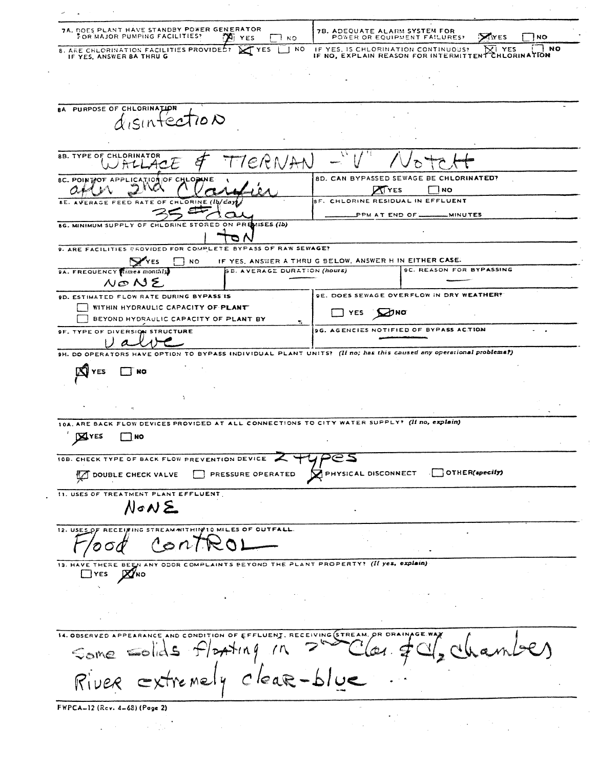7A. DOES PLANT HAVE STANDBY POWER GENERATOR FOR MAJOR PUMPING FACILITIES? ☒ YES ☐ NO

7B. ADEQUATE ALARM SYSTEM FOR POWER OR EQUIPMENT FAILURES? ☒ YES ☐ NO

8. ARE CHLORINATION FACILITIES PROVIDED? ☒ YES ☐ NO
IF YES, ANSWER 8A THRU G

IF YES, IS CHLORINATION CONTINUOUS? ☒ YES ☐ NO
IF NO, EXPLAIN REASON FOR INTERMITTENT CHLORINATION

8A. PURPOSE OF CHLORINATION
disinfection

8B. TYPE OF CHLORINATOR
WALLACE & TIERNAN – "V" Notch

8C. POINT OF APPLICATION OF CHLORINE
after 2nd Clarifier

8D. CAN BYPASSED SEWAGE BE CHLORINATED?
☒ YES ☐ NO

8E. AVERAGE FEED RATE OF CHLORINE (lb/day)
35# day

8F. CHLORINE RESIDUAL IN EFFLUENT
_______ PPM AT END OF _______ MINUTES

8G. MINIMUM SUPPLY OF CHLORINE STORED ON PREMISES (lb)
1 TON

9. ARE FACILITIES PROVIDED FOR COMPLETE BYPASS OF RAW SEWAGE?
☒ YES ☐ NO IF YES, ANSWER A THRU G BELOW, ANSWER H IN EITHER CASE.

9A. FREQUENCY (times monthly)
NONE

9B. AVERAGE DURATION (hours)
—

9C. REASON FOR BYPASSING
—

9D. ESTIMATED FLOW RATE DURING BYPASS IS
☐ WITHIN HYDRAULIC CAPACITY OF PLANT
☐ BEYOND HYDRAULIC CAPACITY OF PLANT BY

9E. DOES SEWAGE OVERFLOW IN DRY WEATHER?
☐ YES ☒ NO

9F. TYPE OF DIVERSION STRUCTURE
Valve

9G. AGENCIES NOTIFIED OF BYPASS ACTION
—

9H. DO OPERATORS HAVE OPTION TO BYPASS INDIVIDUAL PLANT UNITS? (If no; has this caused any operational problems?)
☒ YES ☐ NO

10A. ARE BACK FLOW DEVICES PROVIDED AT ALL CONNECTIONS TO CITY WATER SUPPLY? (If no, explain)
☒ YES ☐ NO

10B. CHECK TYPE OF BACK FLOW PREVENTION DEVICE 2 types
☒ DOUBLE CHECK VALVE ☐ PRESSURE OPERATED ☒ PHYSICAL DISCONNECT ☐ OTHER(specify)

11. USES OF TREATMENT PLANT EFFLUENT
NONE

12. USES OF RECEIVING STREAM WITHIN 10 MILES OF OUTFALL
Flood CONTROL

13. HAVE THERE BEEN ANY ODOR COMPLAINTS BEYOND THE PLANT PROPERTY? (If yes, explain)
☐ YES ☒ NO

14. OBSERVED APPEARANCE AND CONDITION OF EFFLUENT, RECEIVING STREAM, OR DRAINAGE WAY
Some solids floating in 2nd Clar. & $Cl_2$ chambers
River extremely clear-blue ..

FWPCA-12 (Rev. 4-68) (Page 2)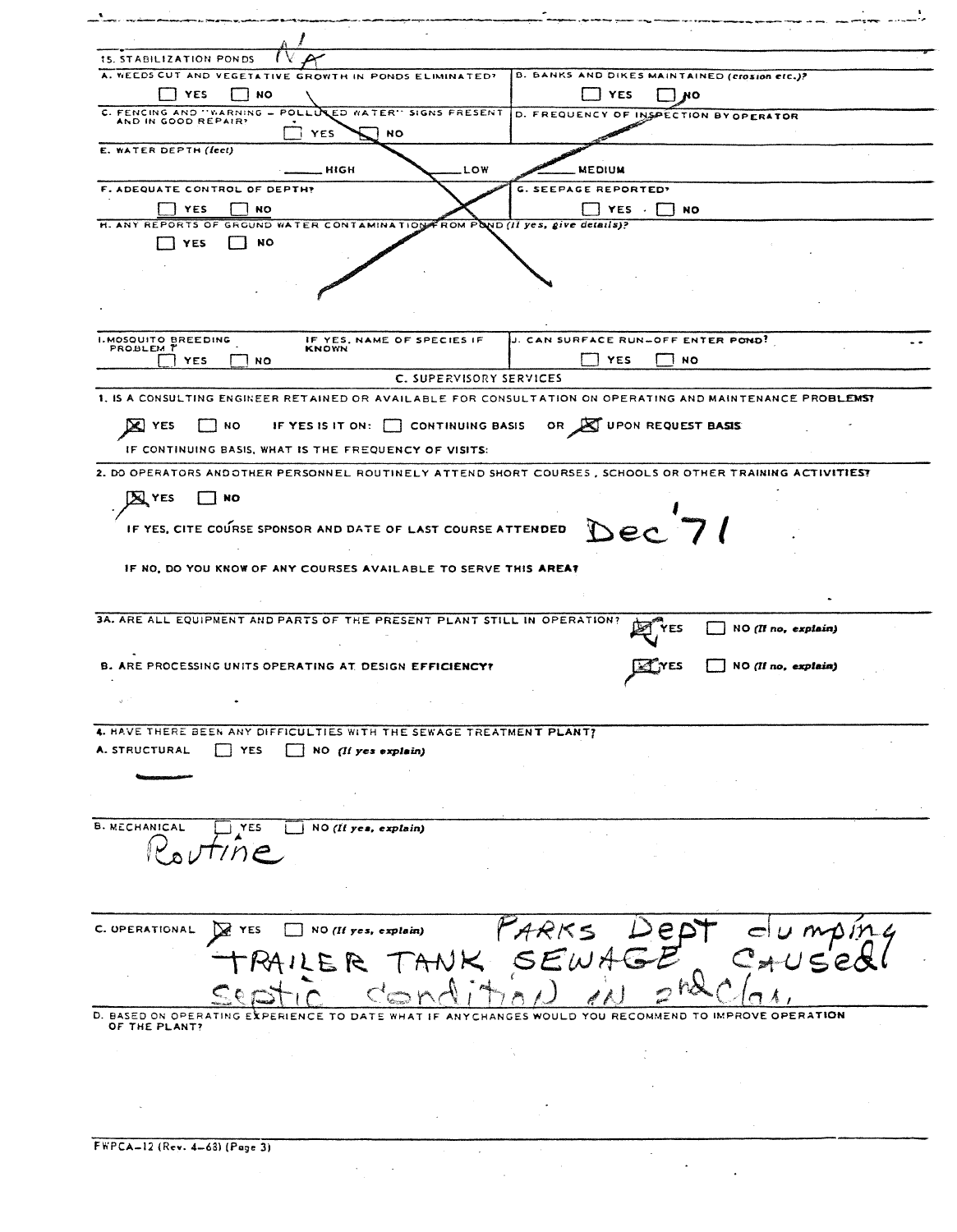15. STABILIZATION PONDS N/A

A. WEEDS CUT AND VEGETATIVE GROWTH IN PONDS ELIMINATED?
☐ YES ☐ NO

B. BANKS AND DIKES MAINTAINED (*erosion etc.*)?
☐ YES ☐ NO

C. FENCING AND "WARNING – POLLUTED WATER" SIGNS PRESENT AND IN GOOD REPAIR?
☐ YES ☐ NO

D. FREQUENCY OF INSPECTION BY OPERATOR

E. WATER DEPTH (*feet*)
\_\_\_\_\_ HIGH \_\_\_\_\_ LOW \_\_\_\_\_ MEDIUM

F. ADEQUATE CONTROL OF DEPTH?
☐ YES ☐ NO

G. SEEPAGE REPORTED?
☐ YES ☐ NO

H. ANY REPORTS OF GROUND WATER CONTAMINATION FROM POND (*If yes, give details*)?
☐ YES ☐ NO

I. MOSQUITO BREEDING PROBLEM?
☐ YES ☐ NO

IF YES, NAME OF SPECIES IF KNOWN

J. CAN SURFACE RUN-OFF ENTER POND?
☐ YES ☐ NO

## C. SUPERVISORY SERVICES

1. IS A CONSULTING ENGINEER RETAINED OR AVAILABLE FOR CONSULTATION ON OPERATING AND MAINTENANCE PROBLEMS?

☒ YES ☐ NO IF YES IS IT ON: ☐ CONTINUING BASIS OR ☒ UPON REQUEST BASIS

IF CONTINUING BASIS, WHAT IS THE FREQUENCY OF VISITS:

2. DO OPERATORS AND OTHER PERSONNEL ROUTINELY ATTEND SHORT COURSES, SCHOOLS OR OTHER TRAINING ACTIVITIES?

☒ YES ☐ NO

IF YES, CITE COURSE SPONSOR AND DATE OF LAST COURSE ATTENDED Dec '71

IF NO, DO YOU KNOW OF ANY COURSES AVAILABLE TO SERVE THIS AREA?

3A. ARE ALL EQUIPMENT AND PARTS OF THE PRESENT PLANT STILL IN OPERATION? ☒ YES ☐ NO (*If no, explain*)

B. ARE PROCESSING UNITS OPERATING AT DESIGN EFFICIENCY? ☒ YES ☐ NO (*If no, explain*)

4. HAVE THERE BEEN ANY DIFFICULTIES WITH THE SEWAGE TREATMENT PLANT?

A. STRUCTURAL ☐ YES ☐ NO (*If yes explain*)

—

B. MECHANICAL ☐ YES ☐ NO (*If yes, explain*)

Routine

C. OPERATIONAL ☒ YES ☐ NO (*If yes, explain*) PARKS Dept dumping TRAILER TANK SEWAGE caused septic condition in 2nd clar.

D. BASED ON OPERATING EXPERIENCE TO DATE WHAT IF ANY CHANGES WOULD YOU RECOMMEND TO IMPROVE OPERATION OF THE PLANT?

FWPCA-12 (Rev. 4-68) (Page 3)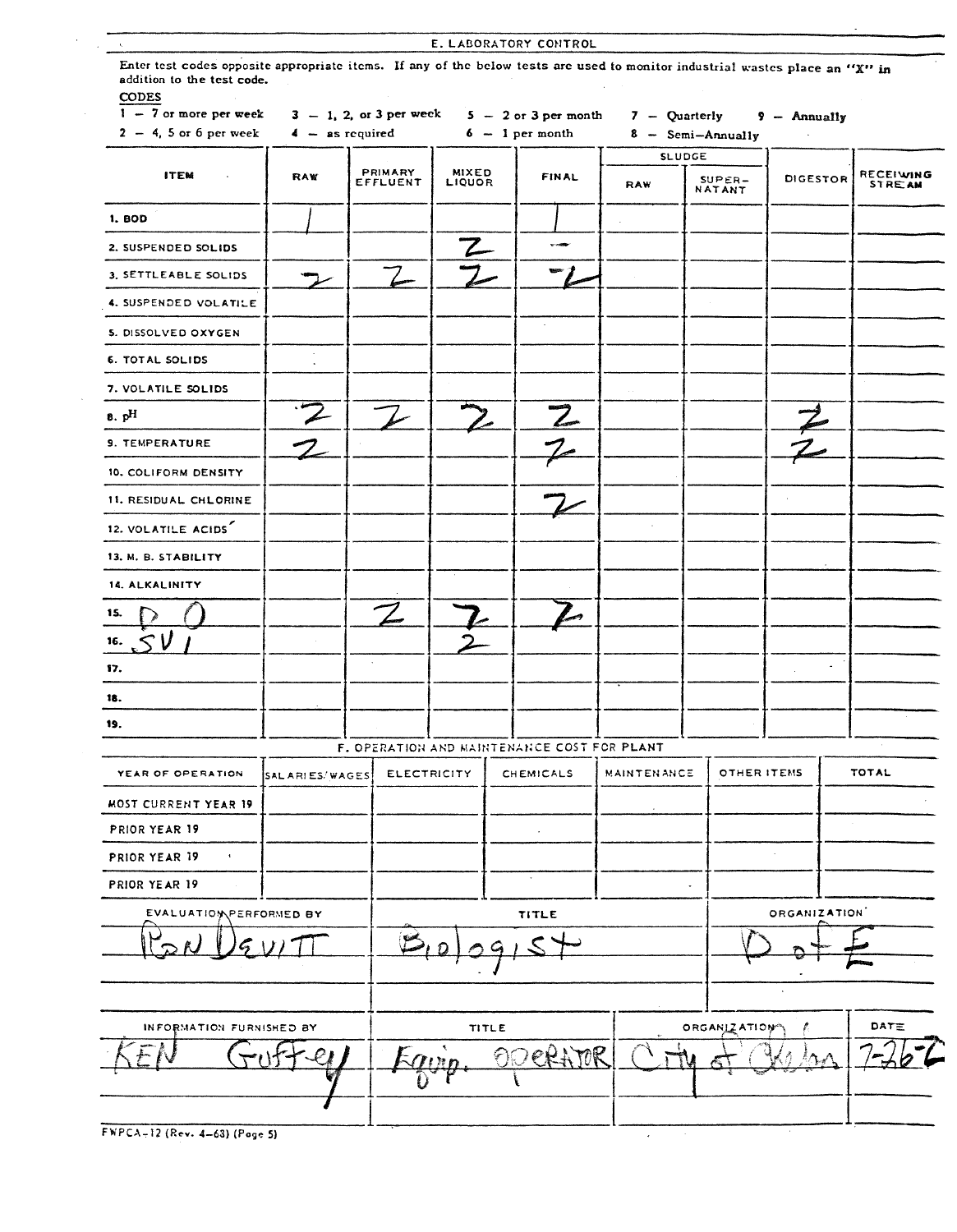## E. LABORATORY CONTROL

Enter test codes opposite appropriate items. If any of the below tests are used to monitor industrial wastes place an "X" in addition to the test code.

**CODES**

1 – 7 or more per week
2 – 4, 5 or 6 per week
3 – 1, 2, or 3 per week
4 – as required
5 – 2 or 3 per month
6 – 1 per month
7 – Quarterly
8 – Semi–Annually
9 – Annually

| ITEM | RAW | PRIMARY EFFLUENT | MIXED LIQUOR | FINAL | SLUDGE | | DIGESTOR | RECEIVING STREAM |
|---|---|---|---|---|---|---|---|---|
| | | | | | RAW | SUPER-NATANT | | |
| 1. BOD | 1 | | | 1 | | | | |
| 2. SUSPENDED SOLIDS | | | 2 | – | | | | |
| 3. SETTLEABLE SOLIDS | 2 | 2 | 2 | 2 | | | | |
| 4. SUSPENDED VOLATILE | | | | | | | | |
| 5. DISSOLVED OXYGEN | | | | | | | | |
| 6. TOTAL SOLIDS | | | | | | | | |
| 7. VOLATILE SOLIDS | | | | | | | | |
| 8. pH | 2 | 2 | 2 | 2 | | | 2 | |
| 9. TEMPERATURE | 2 | | | 2 | | | 2 | |
| 10. COLIFORM DENSITY | | | | | | | | |
| 11. RESIDUAL CHLORINE | | | | 2 | | | | |
| 12. VOLATILE ACIDS | | | | | | | | |
| 13. M. B. STABILITY | | | | | | | | |
| 14. ALKALINITY | | | | | | | | |
| 15. D O | | 2 | 2 | 2 | | | | |
| 16. SVI | | | 2 | | | | | |
| 17. | | | | | | | | |
| 18. | | | | | | | | |
| 19. | | | | | | | | |

## F. OPERATION AND MAINTENANCE COST FOR PLANT

| YEAR OF OPERATION | SALARIES/WAGES | ELECTRICITY | CHEMICALS | MAINTENANCE | OTHER ITEMS | TOTAL |
|---|---|---|---|---|---|---|
| MOST CURRENT YEAR 19 | | | | | | |
| PRIOR YEAR 19 | | | | | | |
| PRIOR YEAR 19 | | | | | | |
| PRIOR YEAR 19 | | | | | | |

| EVALUATION PERFORMED BY | TITLE | ORGANIZATION |
|---|---|---|
| Ron Devitt | Biologist | D of E |

| INFORMATION FURNISHED BY | TITLE | ORGANIZATION | DATE |
|---|---|---|---|
| KEN Guffey | Equip. OPERATOR | City of Kelso | 7-26-7 |

FWPCA-12 (Rev. 4-63) (Page 5)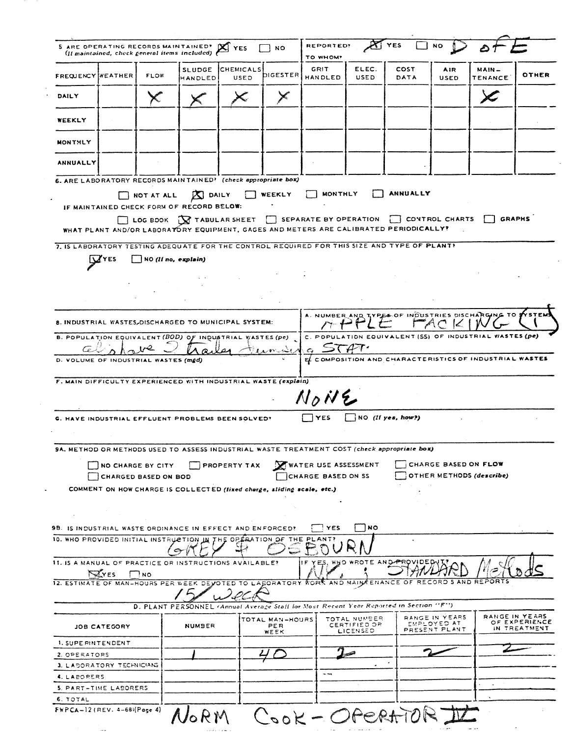5. ARE OPERATING RECORDS MAINTAINED? ☒ YES ☐ NO (If maintained, check general items included)

REPORTED? ☒ YES ☐ NO D of E

TO WHOM?

| FREQUENCY | WEATHER | FLOW | SLUDGE HANDLED | CHEMICALS USED | DIGESTER | GRIT HANDLED | ELEC. USED | COST DATA | AIR USED | MAIN-TENANCE | OTHER |
|---|---|---|---|---|---|---|---|---|---|---|---|
| DAILY | | X | X | X | X | | | | | X | |
| WEEKLY | | | | | | | | | | | |
| MONTHLY | | | | | | | | | | | |
| ANNUALLY | | | | | | | | | | | |

6. ARE LABORATORY RECORDS MAINTAINED? *(check appropriate box)*

☐ NOT AT ALL ☒ DAILY ☐ WEEKLY ☐ MONTHLY ☐ ANNUALLY

IF MAINTAINED CHECK FORM OF RECORD BELOW:

☐ LOG BOOK ☒ TABULAR SHEET ☐ SEPARATE BY OPERATION ☐ CONTROL CHARTS ☐ GRAPHS

WHAT PLANT AND/OR LABORATORY EQUIPMENT, GAGES AND METERS ARE CALIBRATED PERIODICALLY?

7. IS LABORATORY TESTING ADEQUATE FOR THE CONTROL REQUIRED FOR THIS SIZE AND TYPE OF PLANT?

☒ YES ☐ NO *(If no, explain)*

8. INDUSTRIAL WASTES DISCHARGED TO MUNICIPAL SYSTEM:

A. NUMBER AND TYPES OF INDUSTRIES DISCHARGING TO SYSTEMS: APPLE PACKING (1)

B. POPULATION EQUIVALENT (BOD) OF INDUSTRIAL WASTES *(pe)*: also have 2 trailer dumping STAT.

C. POPULATION EQUIVALENT (SS) OF INDUSTRIAL WASTES *(pe)*

D. VOLUME OF INDUSTRIAL WASTES *(mgd)*

E. COMPOSITION AND CHARACTERISTICS OF INDUSTRIAL WASTES

F. MAIN DIFFICULTY EXPERIENCED WITH INDUSTRIAL WASTE *(explain)*

NONE

G. HAVE INDUSTRIAL EFFLUENT PROBLEMS BEEN SOLVED? ☐ YES ☐ NO *(If yes, how?)*

9A. METHOD OR METHODS USED TO ASSESS INDUSTRIAL WASTE TREATMENT COST *(check appropriate box)*

☐ NO CHARGE BY CITY ☐ PROPERTY TAX ☒ WATER USE ASSESSMENT ☐ CHARGE BASED ON FLOW

☐ CHARGED BASED ON BOD ☐ CHARGE BASED ON SS ☐ OTHER METHODS *(describe)*

COMMENT ON HOW CHARGE IS COLLECTED *(fixed charge, sliding scale, etc.)*

9B. IS INDUSTRIAL WASTE ORDINANCE IN EFFECT AND ENFORCED? ☐ YES ☐ NO

10. WHO PROVIDED INITIAL INSTRUCTION IN THE OPERATION OF THE PLANT? GREY & OSBOURN

11. IS A MANUAL OF PRACTICE OR INSTRUCTIONS AVAILABLE? ☒ YES ☐ NO

IF YES, WHO WROTE AND PROVIDED IT? N.Y. ; STANDARD Methods

12. ESTIMATE OF MAN-HOURS PER WEEK DEVOTED TO LABORATORY WORK AND MAINTENANCE OF RECORDS AND REPORTS: 15/week

D. PLANT PERSONNEL *(Annual Average Staff for Most Recent Year Reported in Section "F")*

| JOB CATEGORY | NUMBER | TOTAL MAN-HOURS PER WEEK | TOTAL NUMBER CERTIFIED OR LICENSED | RANGE IN YEARS EMPLOYED AT PRESENT PLANT | RANGE IN YEARS OF EXPERIENCE IN TREATMENT |
|---|---|---|---|---|---|
| 1. SUPERINTENDENT | | | | | |
| 2. OPERATORS | 1 | 40 | 1 | 2 | 2 |
| 3. LABORATORY TECHNICIANS | | | | | |
| 4. LABORERS | | | — | | |
| 5. PART-TIME LABORERS | | | | | |
| 6. TOTAL | | | | | |

FWPCA-12 (REV. 4-68) (Page 4)

NORM COOK - OPERATOR IV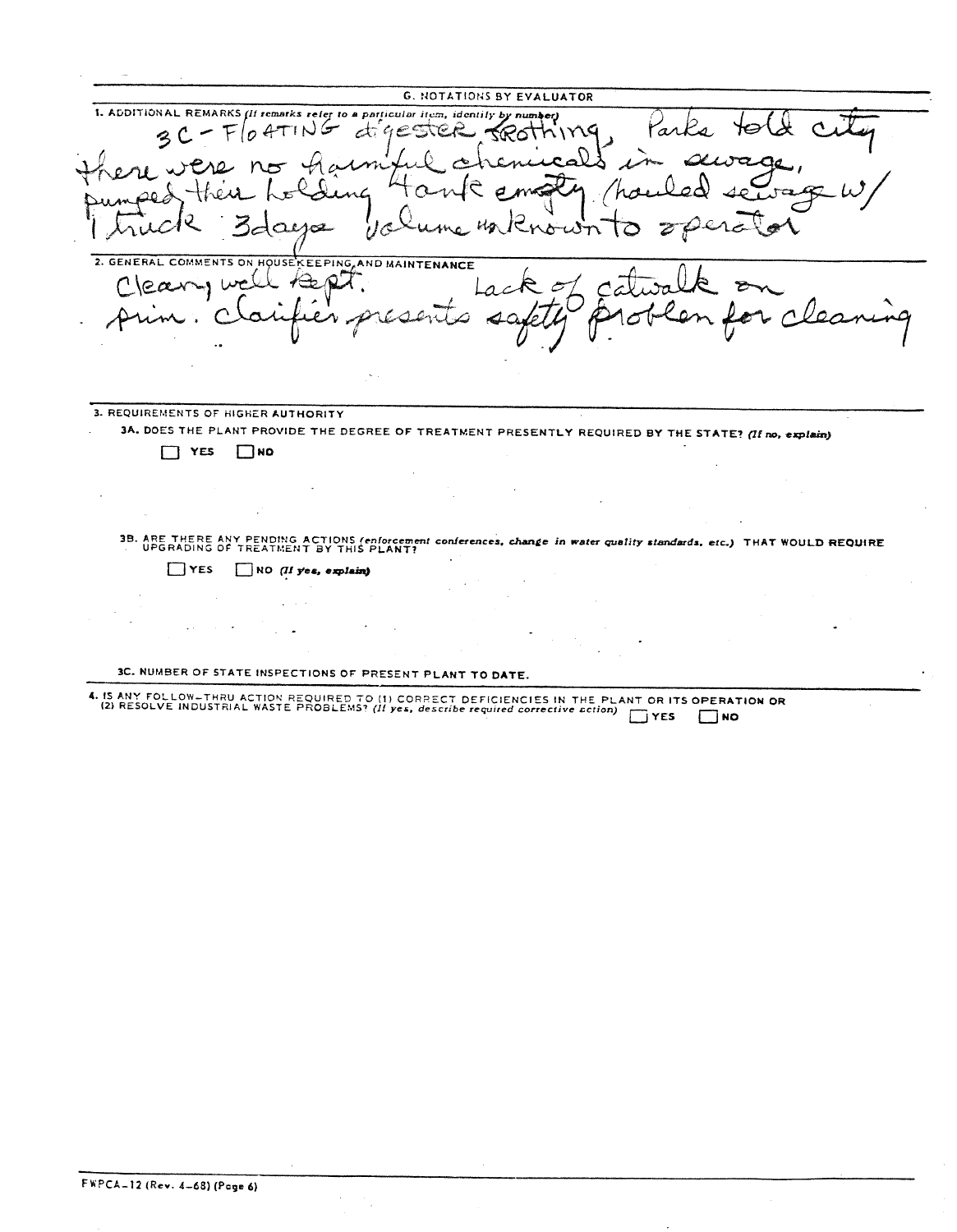## G. NOTATIONS BY EVALUATOR

**1. ADDITIONAL REMARKS** *(If remarks refer to a particular item, identify by number)*

3C - FLOATING digester frothing, Parks told city there were no harmful chemicals in sewage, pumped their holding tank empty (hauled sewage w/ 1 truck 3 days volume unknown to operator

**2. GENERAL COMMENTS ON HOUSEKEEPING AND MAINTENANCE**

Cleaning well kept. Lack of catwalk on prim. clarifier presents safety problem for cleaning

**3. REQUIREMENTS OF HIGHER AUTHORITY**

3A. DOES THE PLANT PROVIDE THE DEGREE OF TREATMENT PRESENTLY REQUIRED BY THE STATE? *(If no, explain)*

☐ YES ☐ NO

3B. ARE THERE ANY PENDING ACTIONS *(enforcement conferences, change in water quality standards, etc.)* THAT WOULD REQUIRE UPGRADING OF TREATMENT BY THIS PLANT?

☐ YES ☐ NO *(If yes, explain)*

3C. NUMBER OF STATE INSPECTIONS OF PRESENT PLANT TO DATE.

**4.** IS ANY FOLLOW-THRU ACTION REQUIRED TO (1) CORRECT DEFICIENCIES IN THE PLANT OR ITS OPERATION OR (2) RESOLVE INDUSTRIAL WASTE PROBLEMS? *(If yes, describe required corrective action)* ☐ YES ☐ NO

FWPCA-12 (Rev. 4-68) (Page 6)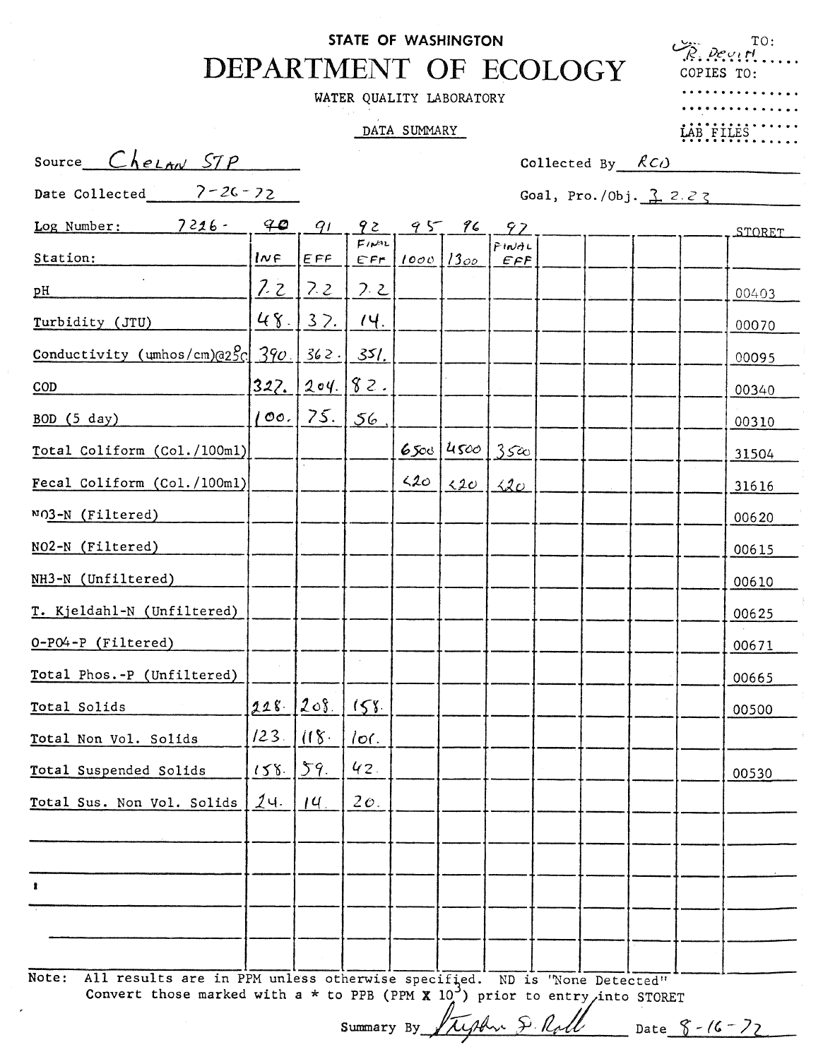STATE OF WASHINGTON

# DEPARTMENT OF ECOLOGY

WATER QUALITY LABORATORY

DATA SUMMARY

TO: R. Devitt
COPIES TO:
LAB FILES

Source: Chelan STP

Collected By: RCD

Date Collected: 7-26-72

Goal, Pro./Obj.: 3.2.23

| Log Number: 7226- | 90 | 91 | 92 | 95 | 96 | 97 | | | | STORET |
|---|---|---|---|---|---|---|---|---|---|---|
| Station: | INF | EFF | FINAL EFF | 1000 | 1300 | FINAL EFF | | | | |
| pH | 7.2 | 7.2 | 7.2 | | | | | | | 00403 |
| Turbidity (JTU) | 48. | 37. | 14. | | | | | | | 00070 |
| Conductivity (umhos/cm)@25°C | 390. | 362. | 351. | | | | | | | 00095 |
| COD | 327. | 204. | 82. | | | | | | | 00340 |
| BOD (5 day) | 100. | 75. | 56. | | | | | | | 00310 |
| Total Coliform (Col./100ml) | | | | 6500 | 4500 | 3500 | | | | 31504 |
| Fecal Coliform (Col./100ml) | | | | <20 | <20 | <20 | | | | 31616 |
| NO3-N (Filtered) | | | | | | | | | | 00620 |
| NO2-N (Filtered) | | | | | | | | | | 00615 |
| NH3-N (Unfiltered) | | | | | | | | | | 00610 |
| T. Kjeldahl-N (Unfiltered) | | | | | | | | | | 00625 |
| O-PO4-P (Filtered) | | | | | | | | | | 00671 |
| Total Phos.-P (Unfiltered) | | | | | | | | | | 00665 |
| Total Solids | 228. | 208. | 158. | | | | | | | 00500 |
| Total Non Vol. Solids | 123. | 118. | 101. | | | | | | | |
| Total Suspended Solids | 158. | 59. | 42. | | | | | | | 00530 |
| Total Sus. Non Vol. Solids | 24. | 14. | 20. | | | | | | | |

Note: All results are in PPM unless otherwise specified. ND is "None Detected"
Convert those marked with a * to PPB (PPM X $10^3$) prior to entry into STORET

Summary By: Stephen S. Roll   Date: 8-16-72